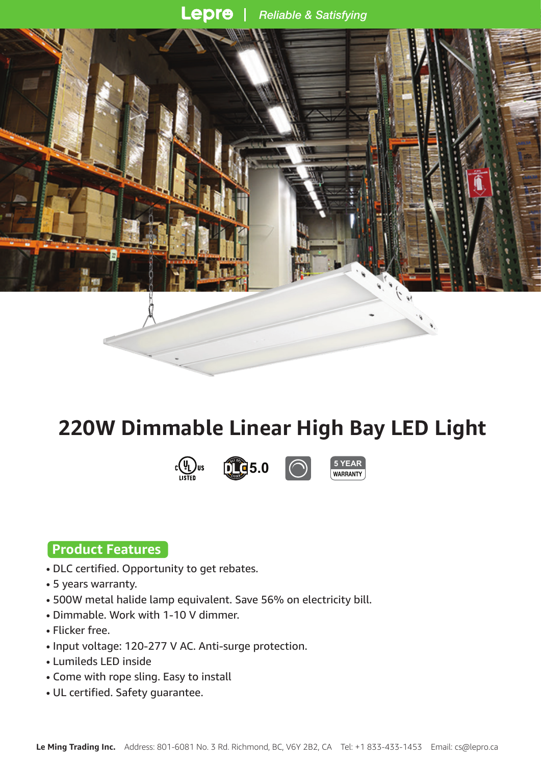Lepro | *Reliable & Satisfying*

# 220W Dimmable Linear High Bay LED Light

5 YEAR WARRANTY

## Product Features

- DLC certified. Opportunity to get rebates.
- 5 years warranty.
- 500W metal halide lamp equivalent. Save 56% on electricity bill.
- Dimmable. Work with 1-10 V dimmer.
- Flicker free.
- Input voltage: 120-277 V AC. Anti-surge protection.
- Lumileds LED inside
- Come with rope sling. Easy to install
- UL certified. Safety guarantee.

**Le Ming Trading Inc.** Address: 801-6081 No. 3 Rd. Richmond, BC, V6Y 2B2, CA Tel: +1 833-433-1453 Email: cs@lepro.ca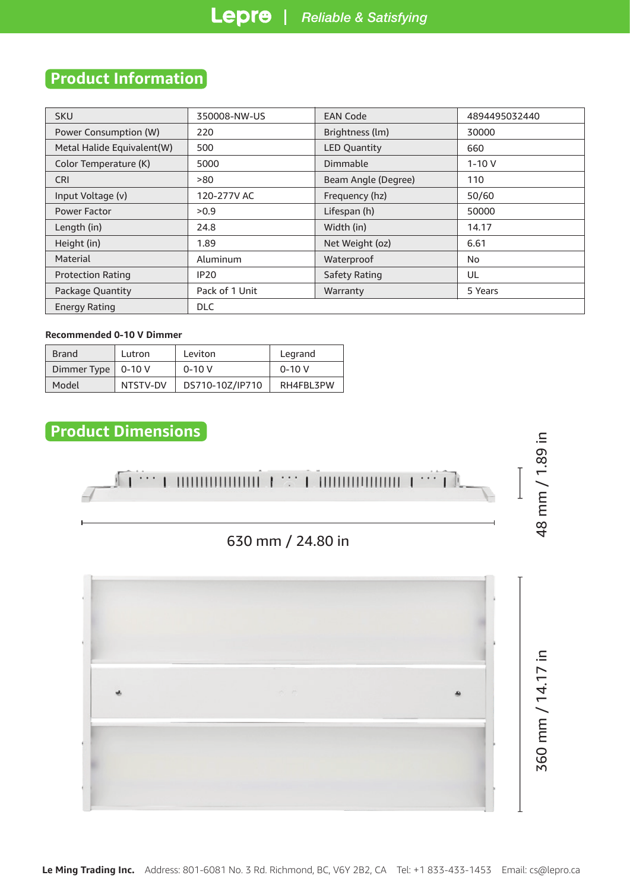## Product Information

| SKU | 350008-NW-US | EAN Code | 4894495032440 |
|---|---|---|---|
| Power Consumption (W) | 220 | Brightness (lm) | 30000 |
| Metal Halide Equivalent(W) | 500 | LED Quantity | 660 |
| Color Temperature (K) | 5000 | Dimmable | 1-10 V |
| CRI | >80 | Beam Angle (Degree) | 110 |
| Input Voltage (v) | 120-277V AC | Frequency (hz) | 50/60 |
| Power Factor | >0.9 | Lifespan (h) | 50000 |
| Length (in) | 24.8 | Width (in) | 14.17 |
| Height (in) | 1.89 | Net Weight (oz) | 6.61 |
| Material | Aluminum | Waterproof | No |
| Protection Rating | IP20 | Safety Rating | UL |
| Package Quantity | Pack of 1 Unit | Warranty | 5 Years |
| Energy Rating | DLC | | |

**Recommended 0-10 V Dimmer**

| Brand | Lutron | Leviton | Legrand |
|---|---|---|---|
| Dimmer Type | 0-10 V | 0-10 V | 0-10 V |
| Model | NTSTV-DV | DS710-10Z/IP710 | RH4FBL3PW |

## Product Dimensions

48 mm / 1.89 in

630 mm / 24.80 in

360 mm / 14.17 in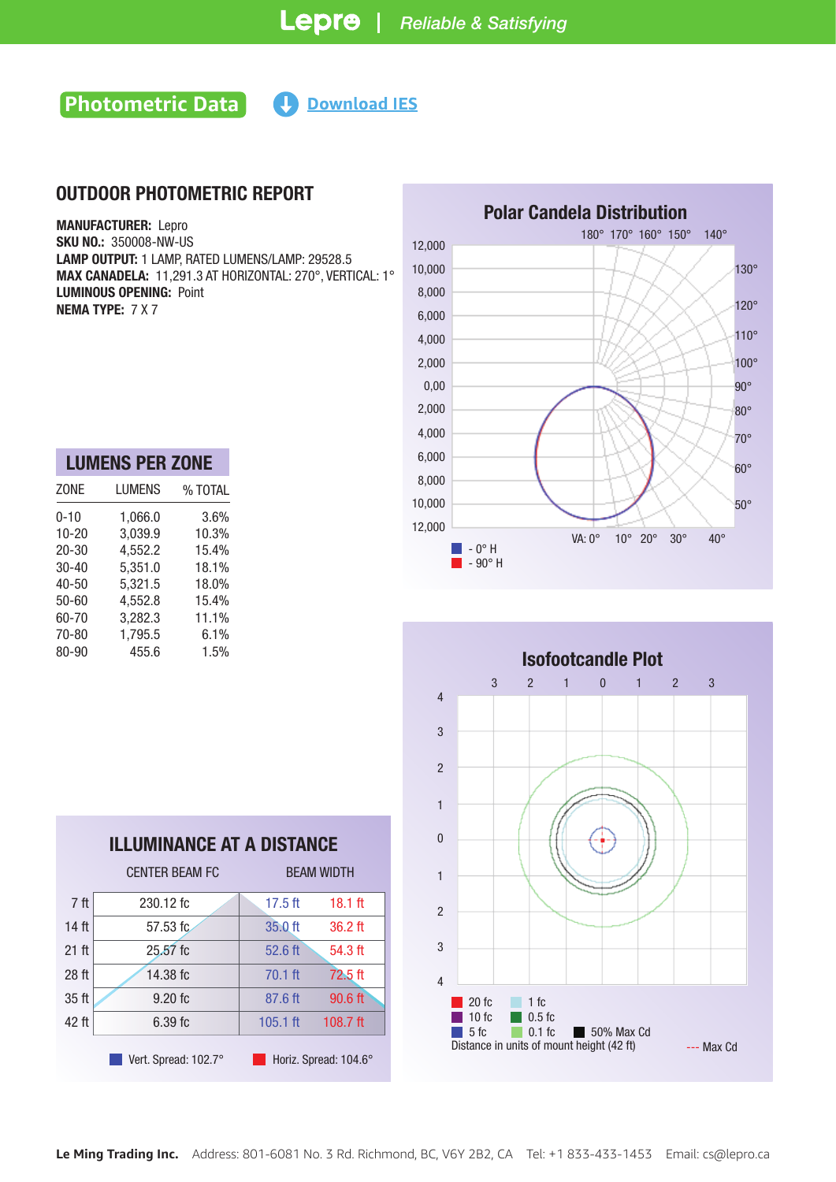## Photometric Data

Download IES

# OUTDOOR PHOTOMETRIC REPORT

**MANUFACTURER:** Lepro
**SKU NO.:** 350008-NW-US
**LAMP OUTPUT:** 1 LAMP, RATED LUMENS/LAMP: 29528.5
**MAX CANADELA:** 11,291.3 AT HORIZONTAL: 270°, VERTICAL: 1°
**LUMINOUS OPENING:** Point
**NEMA TYPE:** 7 X 7

## LUMENS PER ZONE

| ZONE | LUMENS | % TOTAL |
|---|---|---|
| 0-10 | 1,066.0 | 3.6% |
| 10-20 | 3,039.9 | 10.3% |
| 20-30 | 4,552.2 | 15.4% |
| 30-40 | 5,351.0 | 18.1% |
| 40-50 | 5,321.5 | 18.0% |
| 50-60 | 4,552.8 | 15.4% |
| 60-70 | 3,282.3 | 11.1% |
| 70-80 | 1,795.5 | 6.1% |
| 80-90 | 455.6 | 1.5% |

## ILLUMINANCE AT A DISTANCE

| | CENTER BEAM FC | BEAM WIDTH | |
|---|---|---|---|
| 7 ft | 230.12 fc | 17.5 ft | 18.1 ft |
| 14 ft | 57.53 fc | 35.0 ft | 36.2 ft |
| 21 ft | 25.57 fc | 52.6 ft | 54.3 ft |
| 28 ft | 14.38 fc | 70.1 ft | 72.5 ft |
| 35 ft | 9.20 fc | 87.6 ft | 90.6 ft |
| 42 ft | 6.39 fc | 105.1 ft | 108.7 ft |

Vert. Spread: 102.7°   Horiz. Spread: 104.6°

## Polar Candela Distribution

- 0° H
- 90° H

## Isofootcandle Plot

20 fc, 10 fc, 5 fc, 1 fc, 0.5 fc, 0.1 fc, 50% Max Cd

Distance in units of mount height (42 ft)

--- Max Cd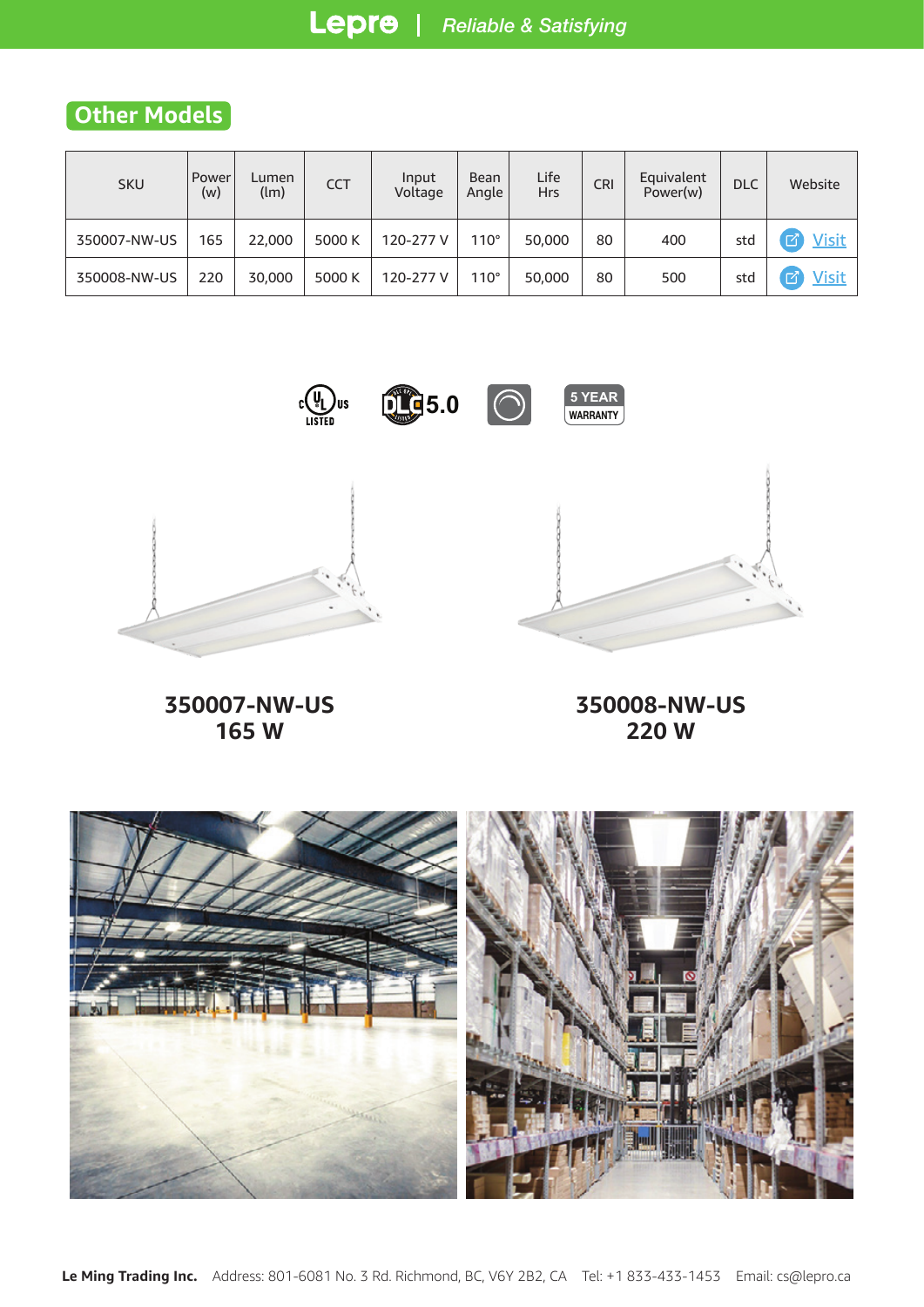## Other Models

| SKU | Power (w) | Lumen (lm) | CCT | Input Voltage | Bean Angle | Life Hrs | CRI | Equivalent Power(w) | DLC | Website |
|---|---|---|---|---|---|---|---|---|---|---|
| 350007-NW-US | 165 | 22,000 | 5000 K | 120-277 V | 110° | 50,000 | 80 | 400 | std | Visit |
| 350008-NW-US | 220 | 30,000 | 5000 K | 120-277 V | 110° | 50,000 | 80 | 500 | std | Visit |

c UL US LISTED | DLC 5.0 | 5 YEAR WARRANTY

**350007-NW-US**
**165 W**

**350008-NW-US**
**220 W**

**Le Ming Trading Inc.** Address: 801-6081 No. 3 Rd. Richmond, BC, V6Y 2B2, CA Tel: +1 833-433-1453 Email: cs@lepro.ca